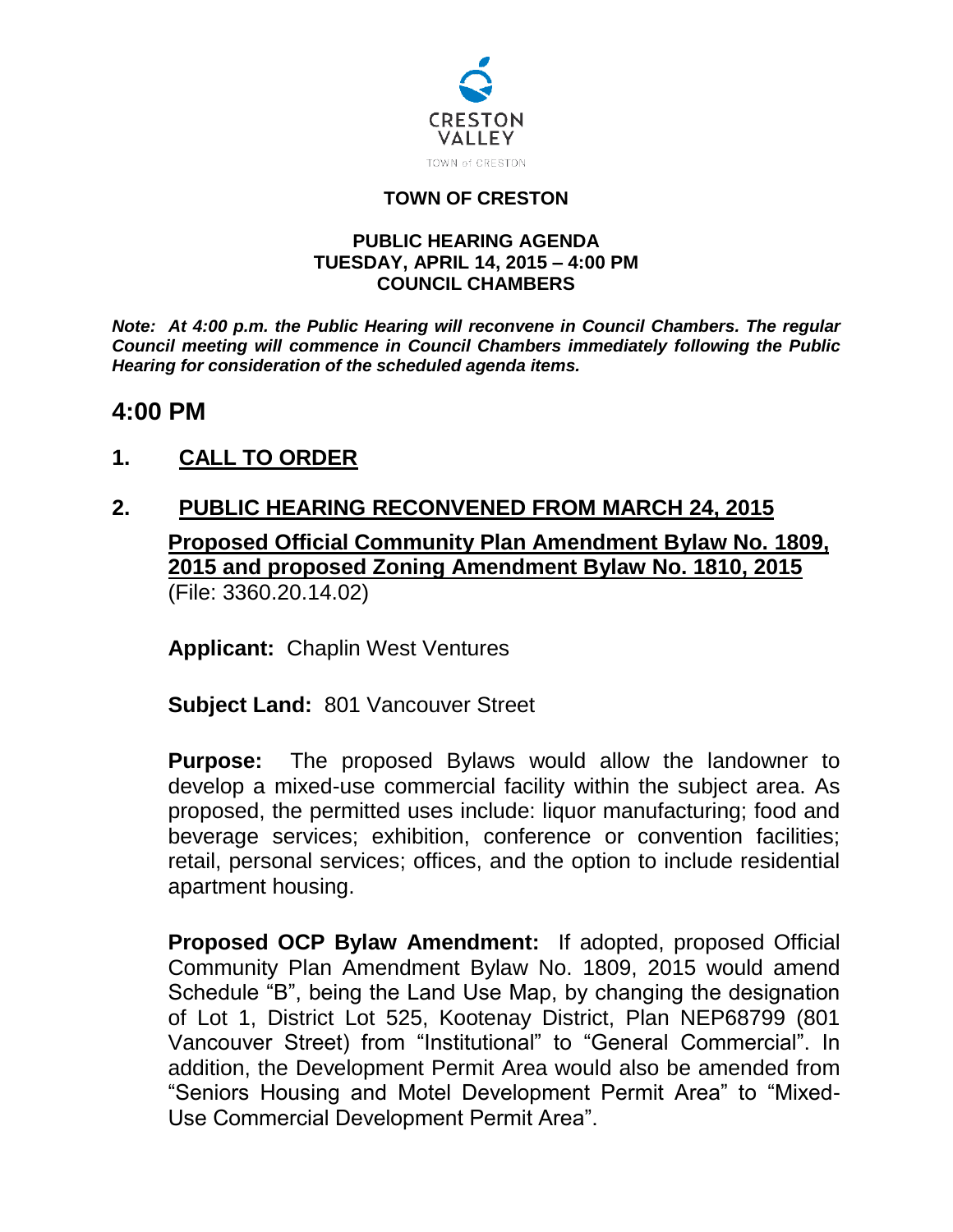CRESTON VALLEY

TOWN of CRESTON

**TOWN OF CRESTON**

**PUBLIC HEARING AGENDA**
**TUESDAY, APRIL 14, 2015 – 4:00 PM**
**COUNCIL CHAMBERS**

***Note: At 4:00 p.m. the Public Hearing will reconvene in Council Chambers. The regular Council meeting will commence in Council Chambers immediately following the Public Hearing for consideration of the scheduled agenda items.***

## 4:00 PM

## 1. CALL TO ORDER

## 2. PUBLIC HEARING RECONVENED FROM MARCH 24, 2015

**Proposed Official Community Plan Amendment Bylaw No. 1809, 2015 and proposed Zoning Amendment Bylaw No. 1810, 2015**
(File: 3360.20.14.02)

**Applicant:** Chaplin West Ventures

**Subject Land:** 801 Vancouver Street

**Purpose:** The proposed Bylaws would allow the landowner to develop a mixed-use commercial facility within the subject area. As proposed, the permitted uses include: liquor manufacturing; food and beverage services; exhibition, conference or convention facilities; retail, personal services; offices, and the option to include residential apartment housing.

**Proposed OCP Bylaw Amendment:** If adopted, proposed Official Community Plan Amendment Bylaw No. 1809, 2015 would amend Schedule "B", being the Land Use Map, by changing the designation of Lot 1, District Lot 525, Kootenay District, Plan NEP68799 (801 Vancouver Street) from "Institutional" to "General Commercial". In addition, the Development Permit Area would also be amended from "Seniors Housing and Motel Development Permit Area" to "Mixed-Use Commercial Development Permit Area".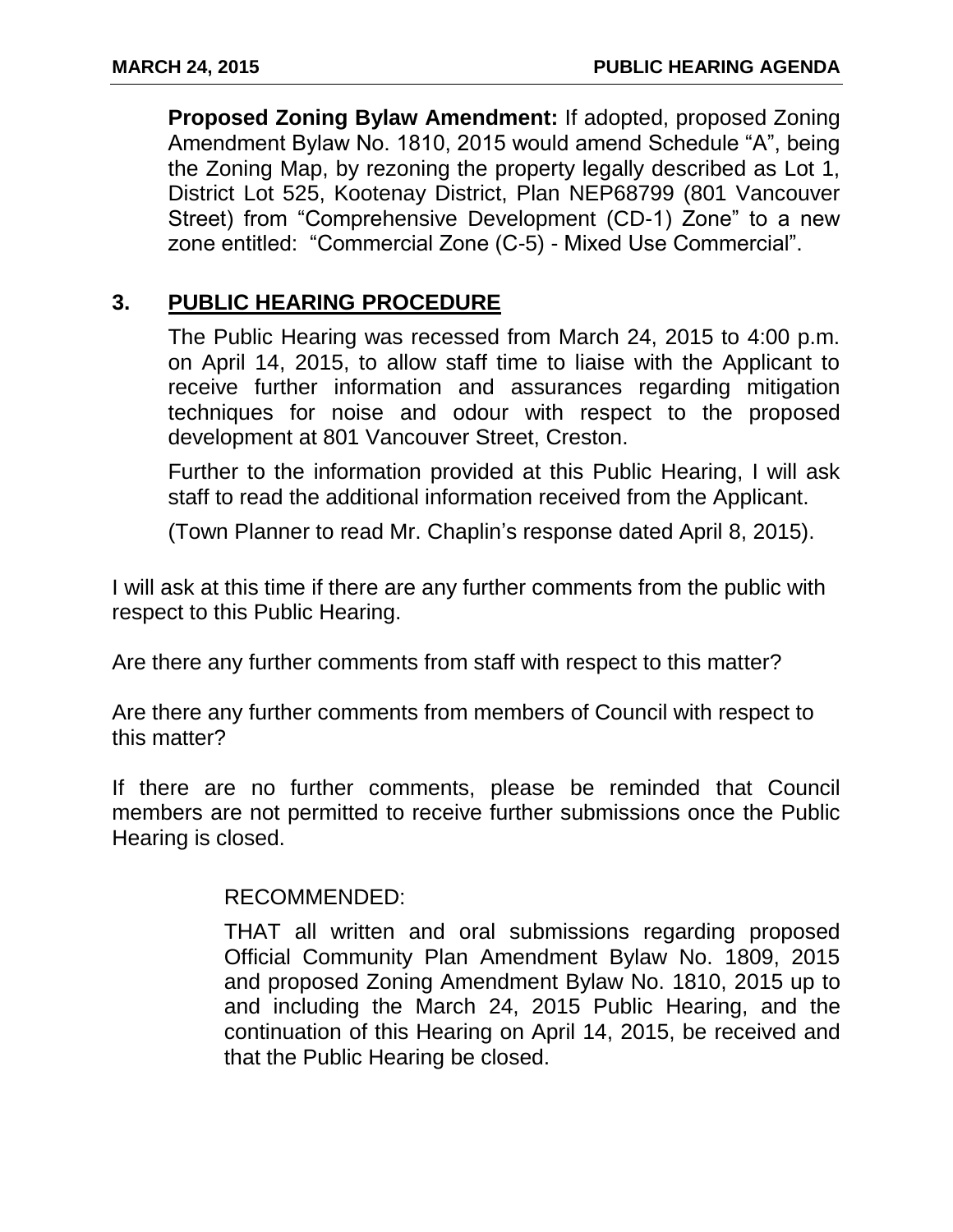**Proposed Zoning Bylaw Amendment:** If adopted, proposed Zoning Amendment Bylaw No. 1810, 2015 would amend Schedule "A", being the Zoning Map, by rezoning the property legally described as Lot 1, District Lot 525, Kootenay District, Plan NEP68799 (801 Vancouver Street) from "Comprehensive Development (CD-1) Zone" to a new zone entitled: "Commercial Zone (C-5) - Mixed Use Commercial".

## 3. PUBLIC HEARING PROCEDURE

The Public Hearing was recessed from March 24, 2015 to 4:00 p.m. on April 14, 2015, to allow staff time to liaise with the Applicant to receive further information and assurances regarding mitigation techniques for noise and odour with respect to the proposed development at 801 Vancouver Street, Creston.

Further to the information provided at this Public Hearing, I will ask staff to read the additional information received from the Applicant.

(Town Planner to read Mr. Chaplin's response dated April 8, 2015).

I will ask at this time if there are any further comments from the public with respect to this Public Hearing.

Are there any further comments from staff with respect to this matter?

Are there any further comments from members of Council with respect to this matter?

If there are no further comments, please be reminded that Council members are not permitted to receive further submissions once the Public Hearing is closed.

RECOMMENDED:

THAT all written and oral submissions regarding proposed Official Community Plan Amendment Bylaw No. 1809, 2015 and proposed Zoning Amendment Bylaw No. 1810, 2015 up to and including the March 24, 2015 Public Hearing, and the continuation of this Hearing on April 14, 2015, be received and that the Public Hearing be closed.